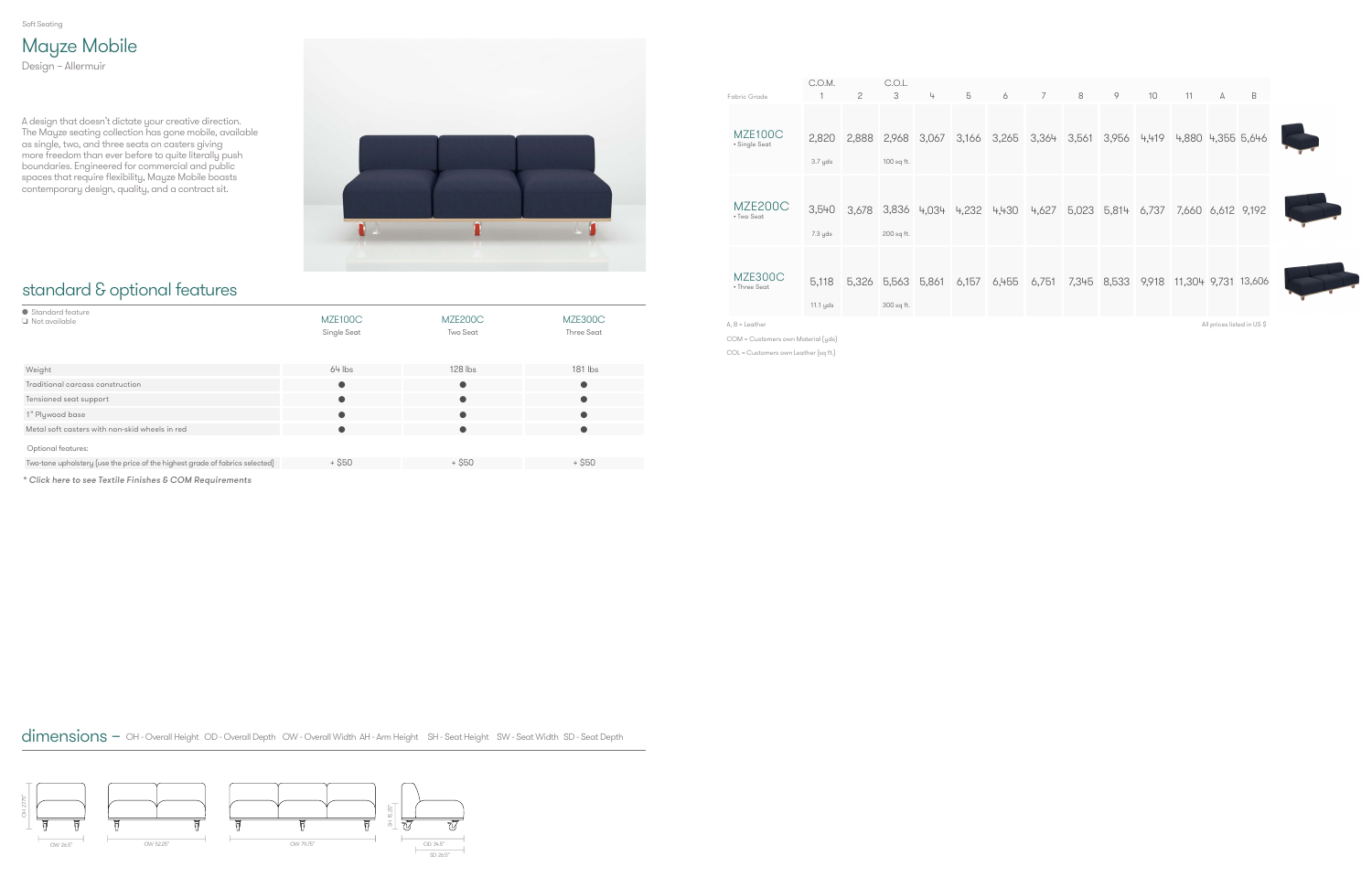Soft Seating

# Mayze Mobile

Design – Allermuir

A design that doesn't dictate your creative direction. The Mayze seating collection has gone mobile, available as single, two, and three seats on casters giving more freedom than ever before to quite literally push boundaries. Engineered for commercial and public spaces that require flexibility, Mayze Mobile boasts contemporary design, quality, and a contract sit.

## standard & optional features

● Standard feature
❑ Not available

| | MZE100C Single Seat | MZE200C Two Seat | MZE300C Three Seat |
|---|---|---|---|
| Weight | 64 lbs | 128 lbs | 181 lbs |
| Traditional carcass construction | ● | ● | ● |
| Tensioned seat support | ● | ● | ● |
| 1" Plywood base | ● | ● | ● |
| Metal soft casters with non-skid wheels in red | ● | ● | ● |
| Optional features: | | | |
| Two-tone upholstery (use the price of the highest grade of fabrics selected) | + $50 | + $50 | + $50 |

*\* Click here to see Textile Finishes & COM Requirements*

| Fabric Grade | C.O.M. 1 | 2 | C.O.L. 3 | 4 | 5 | 6 | 7 | 8 | 9 | 10 | 11 | A | B |
|---|---|---|---|---|---|---|---|---|---|---|---|---|---|
| MZE100C • Single Seat | 2,820 (3.7 yds) | 2,888 | 2,968 (100 sq ft.) | 3,067 | 3,166 | 3,265 | 3,364 | 3,561 | 3,956 | 4,419 | 4,880 | 4,355 | 5,646 |
| MZE200C • Two Seat | 3,540 (7.3 yds) | 3,678 | 3,836 (200 sq ft.) | 4,034 | 4,232 | 4,430 | 4,627 | 5,023 | 5,814 | 6,737 | 7,660 | 6,612 | 9,192 |
| MZE300C • Three Seat | 5,118 (11.1 yds) | 5,326 | 5,563 (300 sq ft.) | 5,861 | 6,157 | 6,455 | 6,751 | 7,345 | 8,533 | 9,918 | 11,304 | 9,731 | 13,606 |

A, B = Leather

All prices listed in US $

COM = Customers own Material (yds)

COL = Customers own Leather (sq ft.)

## dimensions – OH - Overall Height OD - Overall Depth OW - Overall Width AH - Arm Height SH - Seat Height SW - Seat Width SD - Seat Depth

OH 27.75"

OW 26.5"

OW 53.25"

OW 79.75"

SH 15.25"

OD 34.5"

SD 26.5"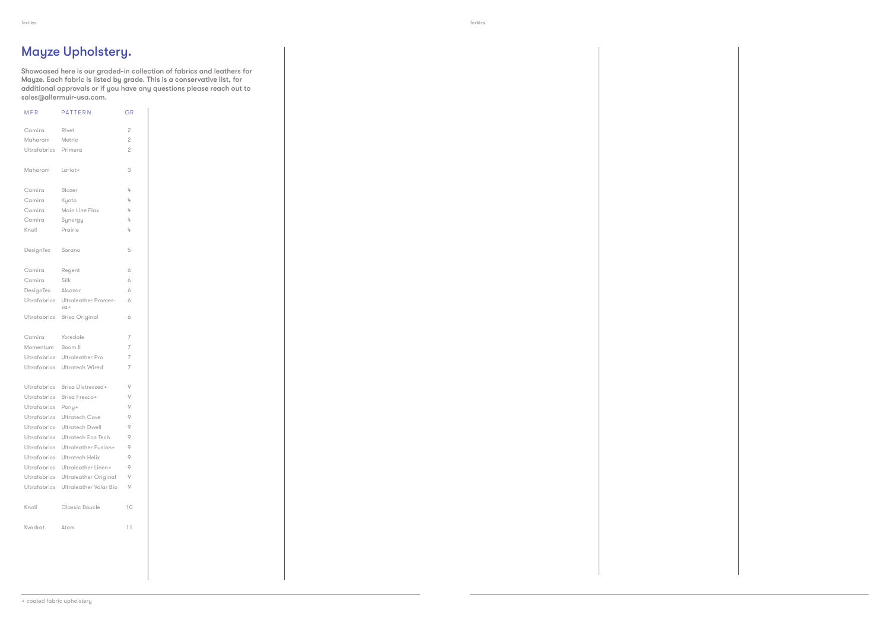# Mayze Upholstery.

Showcased here is our graded-in collection of fabrics and leathers for Mayze. Each fabric is listed by grade. This is a conservative list, for additional approvals or if you have any questions please reach out to sales@allermuir-usa.com.

| MFR | PATTERN | GR |
|---|---|---|
| Camira | Rivet | 2 |
| Maharam | Metric | 2 |
| Ultrafabrics | Primera | 2 |
| Maharam | Lariat+ | 3 |
| Camira | Blazer | 4 |
| Camira | Kyoto | 4 |
| Camira | Main Line Flax | 4 |
| Camira | Synergy | 4 |
| Knoll | Prairie | 4 |
| DesignTex | Sorano | 5 |
| Camira | Regent | 6 |
| Camira | Silk | 6 |
| DesignTex | Alcazar | 6 |
| Ultrafabrics | Ultraleather Promessa+ | 6 |
| Ultrafabrics | Brisa Original | 6 |
| Camira | Yoredale | 7 |
| Momentum | Boom II | 7 |
| Ultrafabrics | Ultraleather Pro | 7 |
| Ultrafabrics | Ultratech Wired | 7 |
| Ultrafabrics | Brisa Distressed+ | 9 |
| Ultrafabrics | Brisa Fresco+ | 9 |
| Ultrafabrics | Pony+ | 9 |
| Ultrafabrics | Ultratech Cove | 9 |
| Ultrafabrics | Ultratech Dwell | 9 |
| Ultrafabrics | Ultratech Eco Tech | 9 |
| Ultrafabrics | Ultraleather Fusion+ | 9 |
| Ultrafabrics | Ultratech Helix | 9 |
| Ultrafabrics | Ultraleather Linen+ | 9 |
| Ultrafabrics | Ultraleather Original | 9 |
| Ultrafabrics | Ultraleather Volar Bio | 9 |
| Knoll | Classic Boucle | 10 |
| Kvadrat | Atom | 11 |

+ coated fabric upholstery